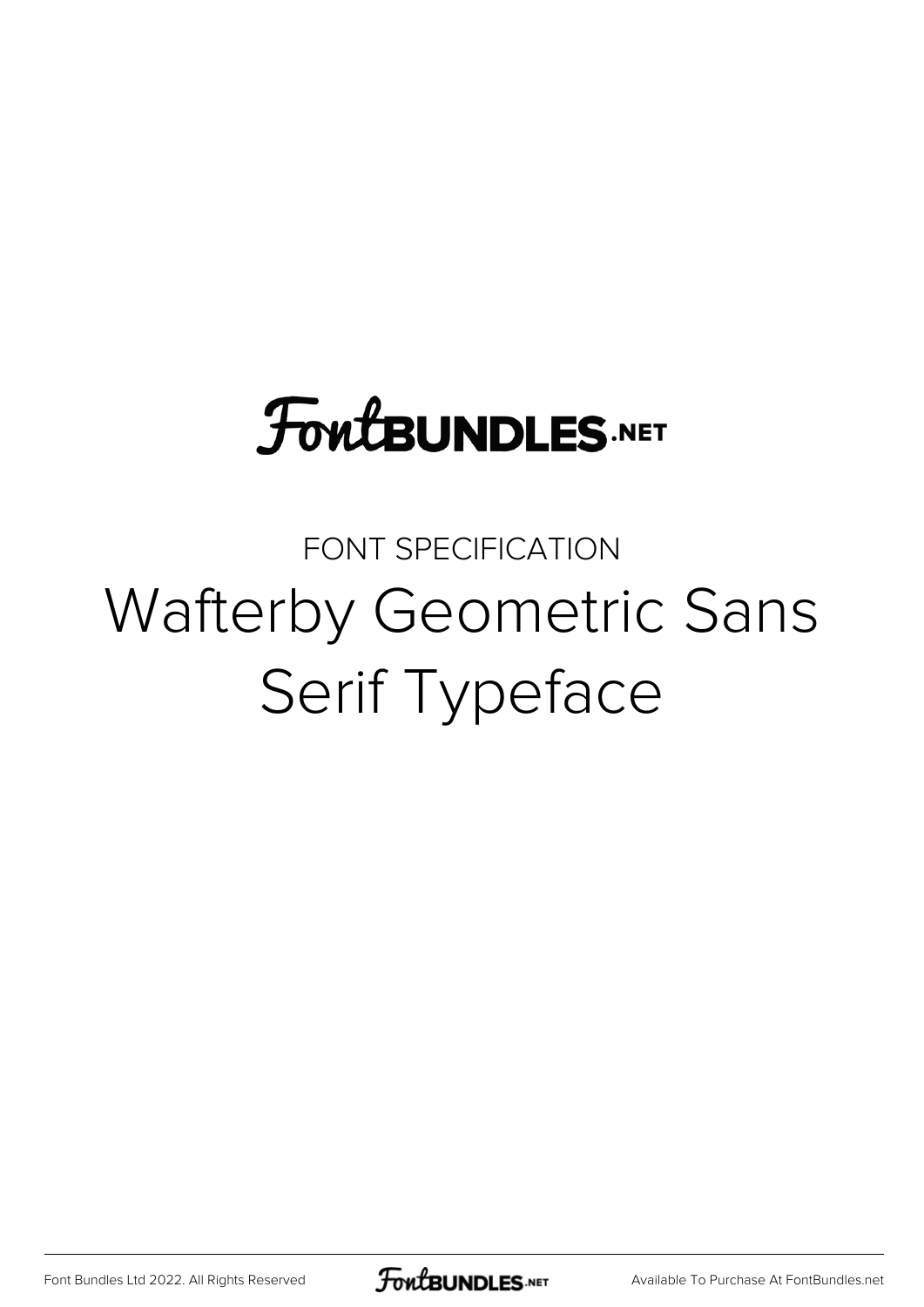FontBUNDLES.NET

FONT SPECIFICATION

# Wafterby Geometric Sans Serif Typeface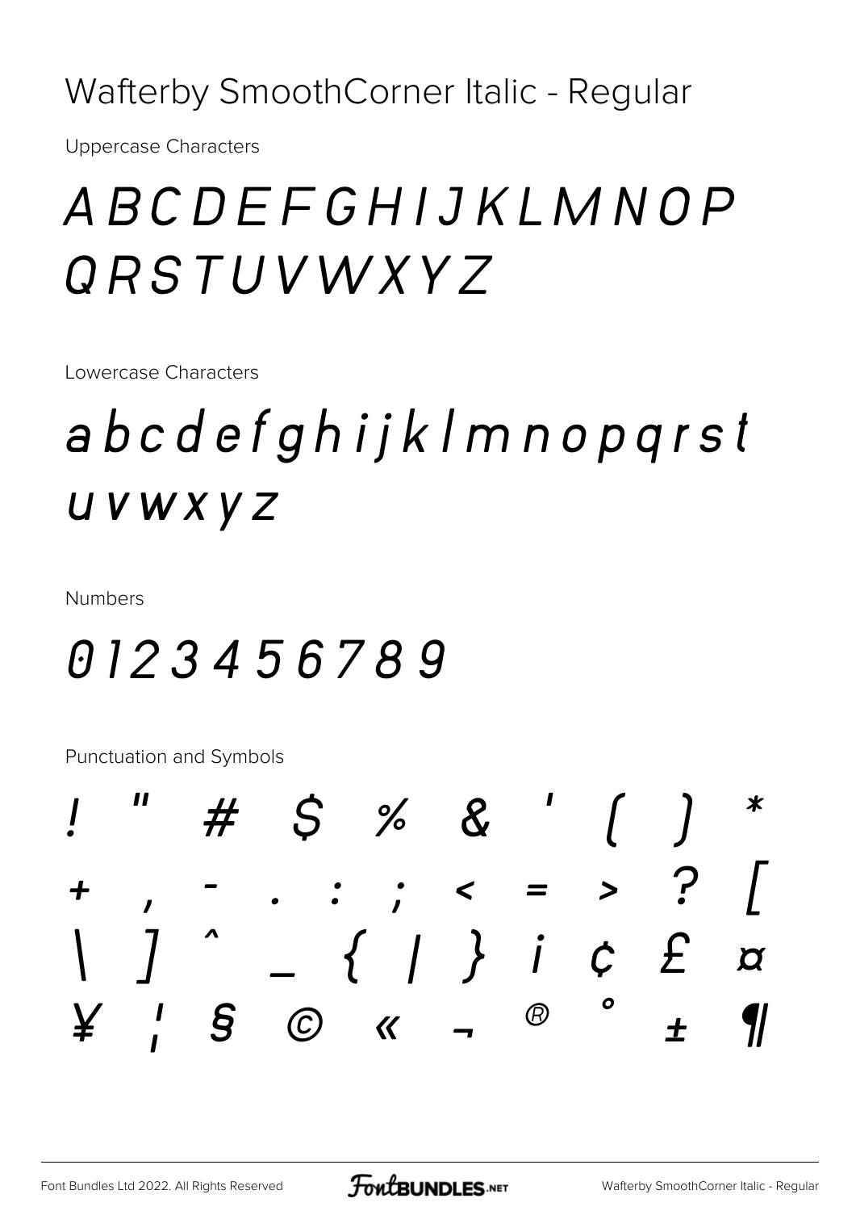# Wafterby SmoothCorner Italic - Regular

Uppercase Characters

## A B C D E F G H I J K L M N O P Q R S T U V W X Y Z

Lowercase Characters

## a b c d e f g h i j k l m n o p q r s t u v w x y z

Numbers

## 0 1 2 3 4 5 6 7 8 9

Punctuation and Symbols

## ! " # $ % & ' ( ) * + , - . : ; < = > ? [ \ ] ^ _ { | } ¡ ¢ £ ¤ ¥ ¦ § © « ¬ ® ° ± ¶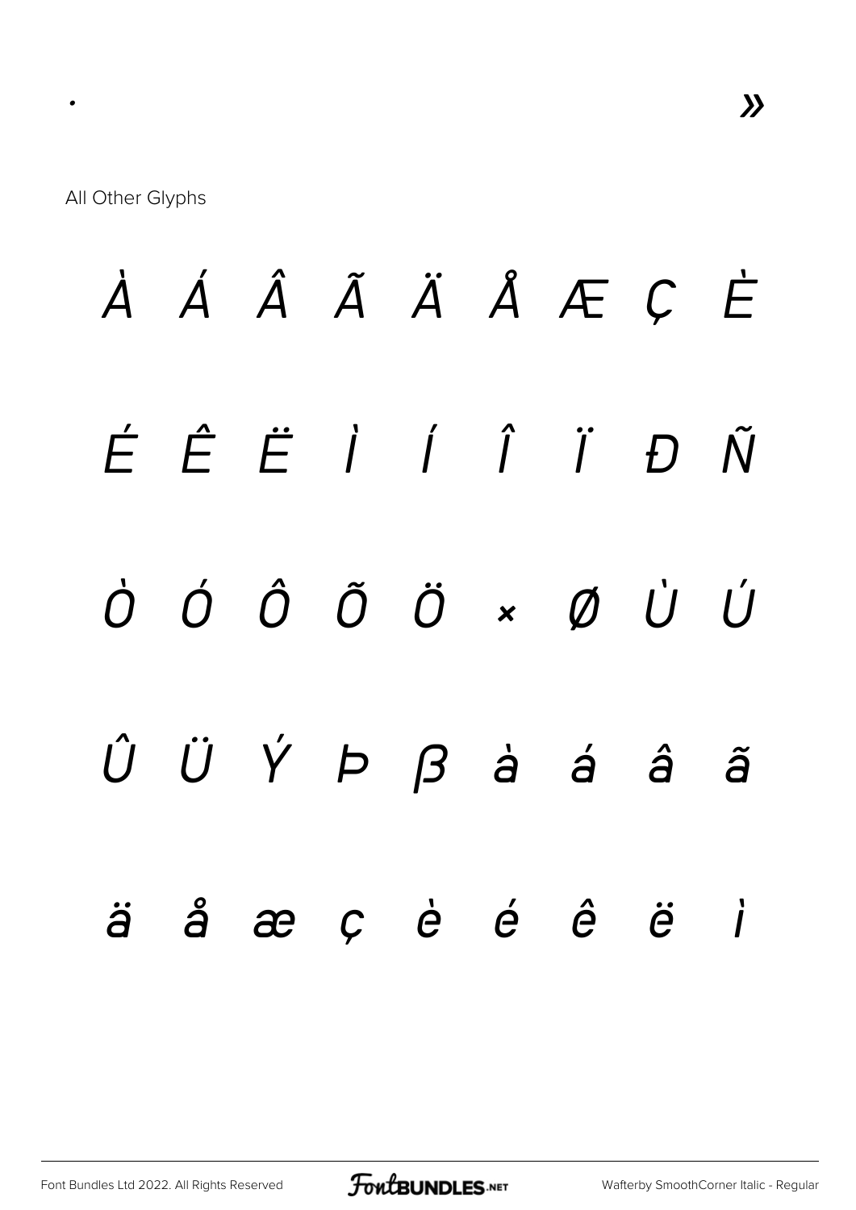·　　　　　　　　　　　　　　　　　　　　　　»

All Other Glyphs

À Á Â Ã Ä Å Æ Ç È

É Ê Ë Ì Í Î Ï Ð Ñ

Ò Ó Ô Õ Ö × Ø Ù Ú

Û Ü Ý Þ ß à á â ã

ä å æ ç è é ê ë ì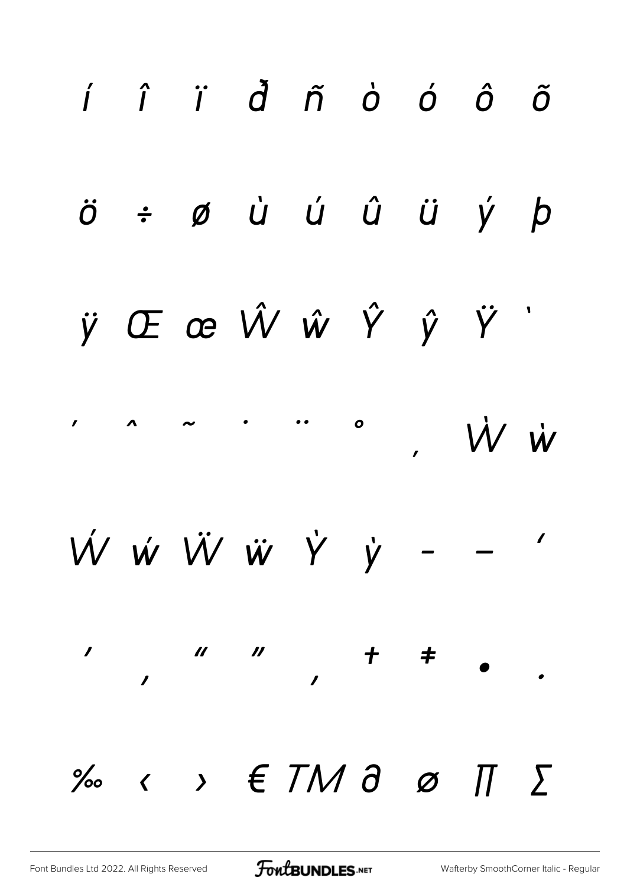í î ï ð ñ ò ó ô õ

ö ÷ ø ù ú û ü ý þ

ÿ Œ œ Ŵ ŵ Ŷ ŷ Ÿ ˋ

ˊ ˆ ˜ ˙ ¨ ˚ ˛ Ẁ ẁ

Ẃ ẃ Ẅ ẅ Ỳ ỳ – — ‘

’ ‚ “ ” „ † ‡ • .

‰ ‹ › € ™ ∂ ø ∏ ∑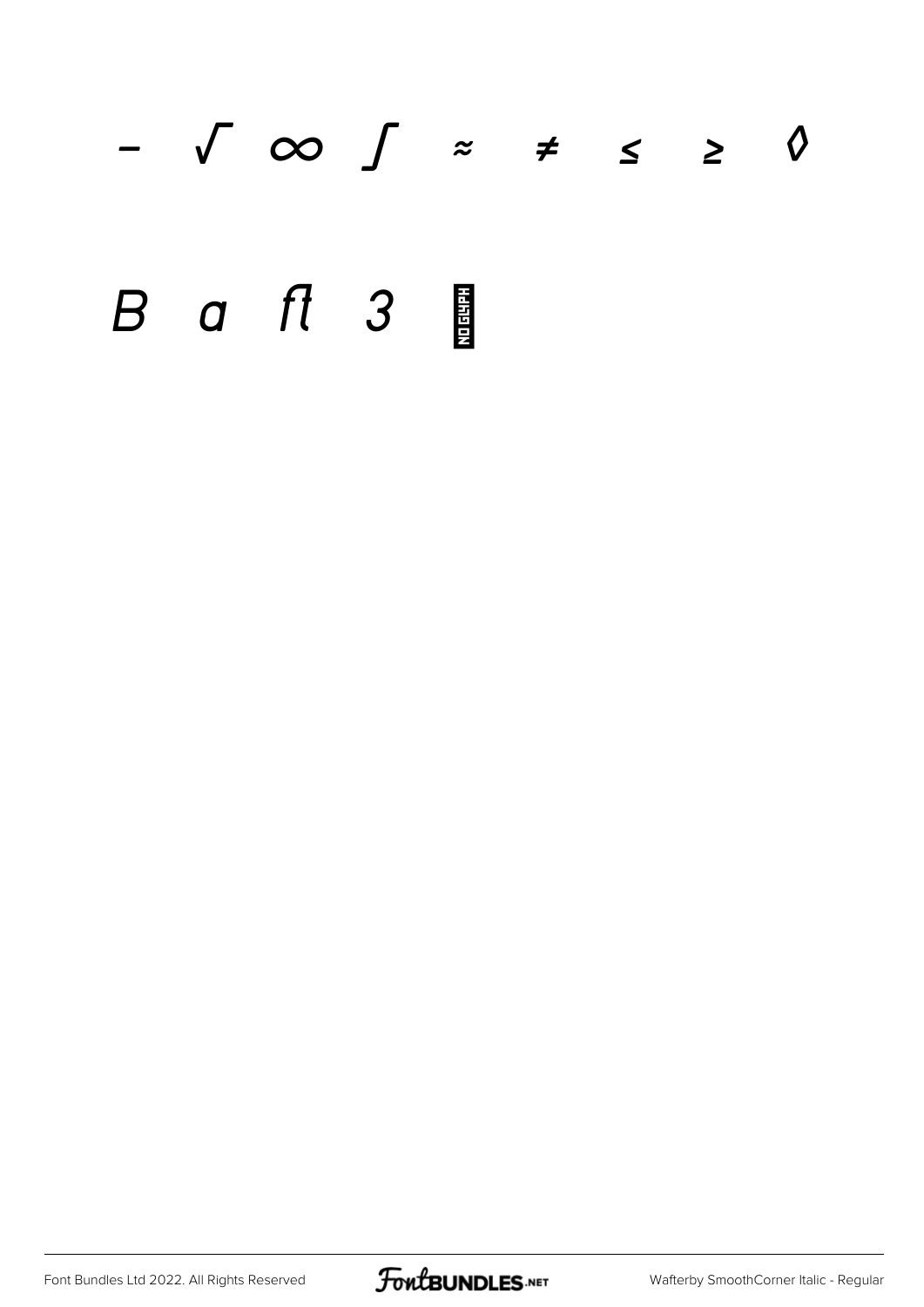− √ ∞ ∫ ≈ ≠ ≤ ≥ ◊

B a ﬂ 3 NO GLYPH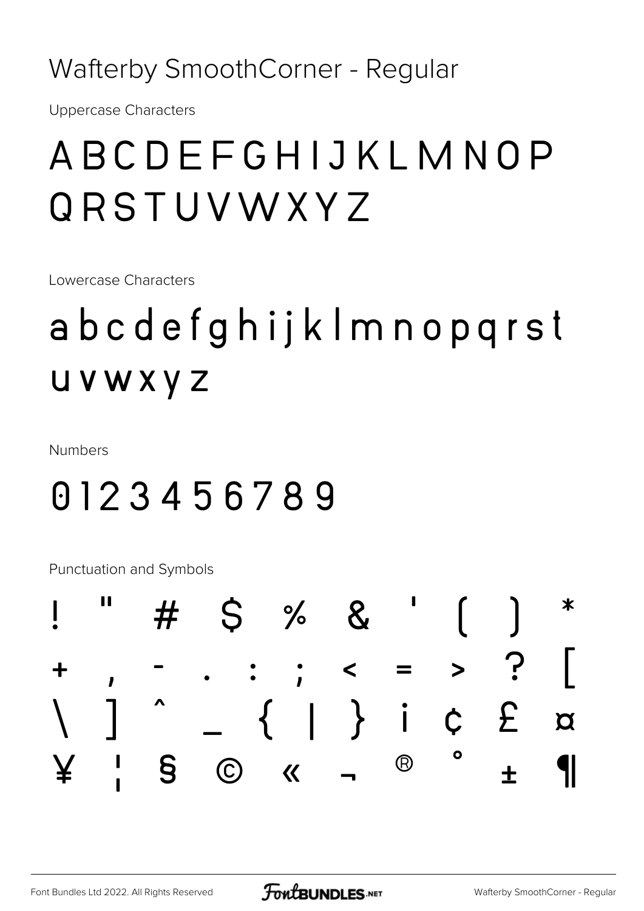# Wafterby SmoothCorner - Regular

Uppercase Characters

ABCDEFGHIJKLMNOP
QRSTUVWXYZ

Lowercase Characters

abcdefghijklmnopqrst
uvwxyz

Numbers

0123456789

Punctuation and Symbols

! " # $ % & ' ( ) *
+ , - . : ; < = > ? [
\ ] ^ _ { | } ¡ ¢ £ ¤
¥ ¦ § © « ¬ ® ° ± ¶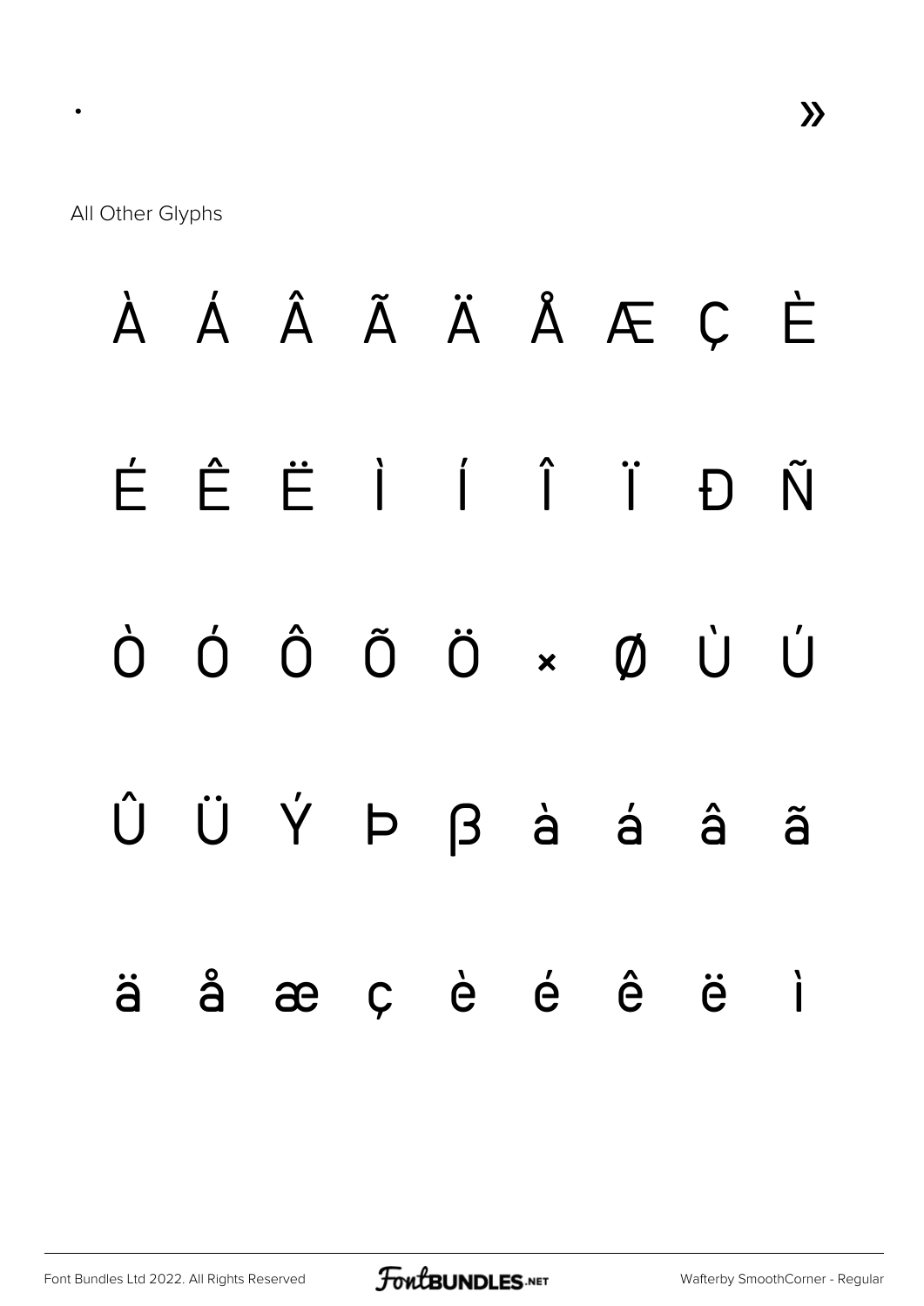·                                                                                                                »

All Other Glyphs

À Á Â Ã Ä Å Æ Ç È

É Ê Ë Ì Í Î Ï Ð Ñ

Ò Ó Ô Õ Ö × Ø Ù Ú

Û Ü Ý Þ β à á â ã

ä å æ ç è é ê ë ì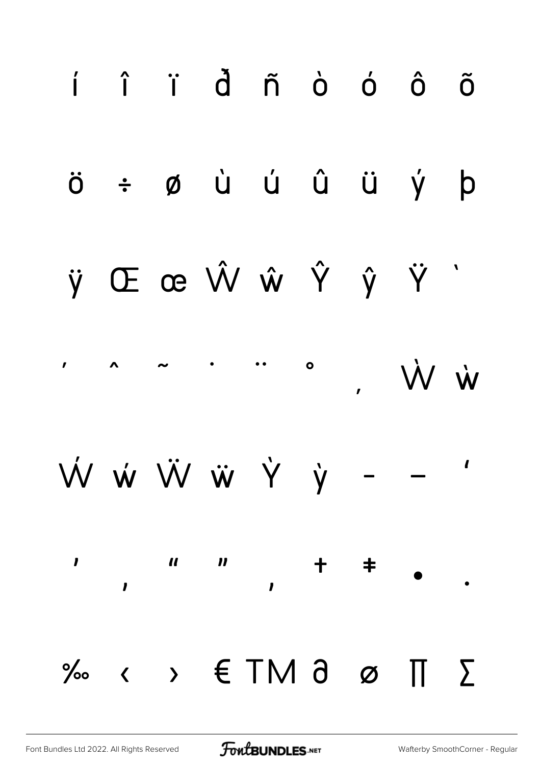í î ï ð ñ ò ó ô õ

ö ÷ ø ù ú û ü ý þ

ÿ Œ œ Ŵ ŵ Ŷ ŷ Ÿ ˋ

ˊ ˆ ˜ ˙ ¨ ˚ ¸ Ẁ ẁ

Ẃ ẃ Ẅ ẅ Ỳ ỳ – — ‘

’ ‚ “ ” „ † ‡ • ·

‰ ‹ › € ™ ∂ ∅ ∏ ∑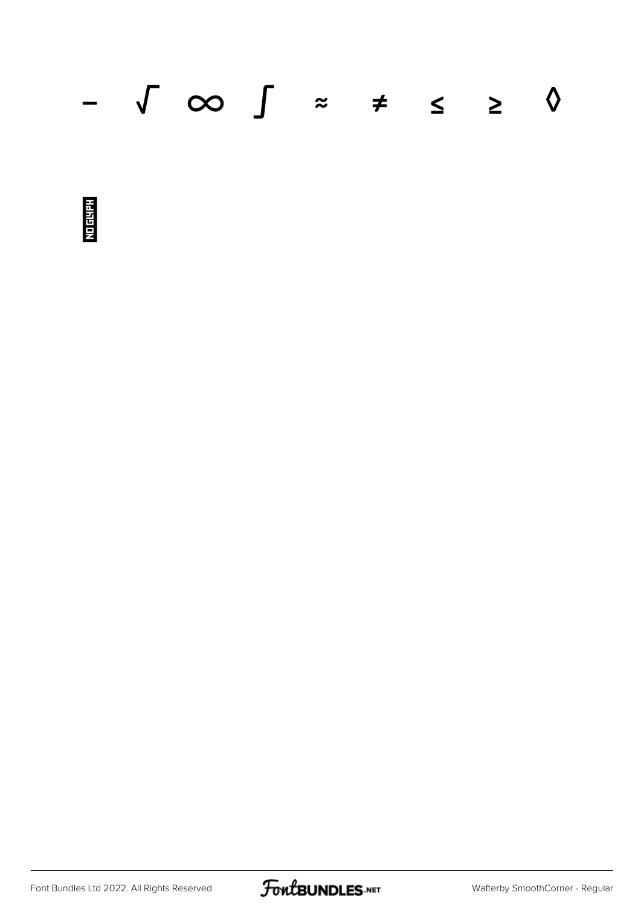− √ ∞ ∫ ≈ ≠ ≤ ≥ ◊

NO GLYPH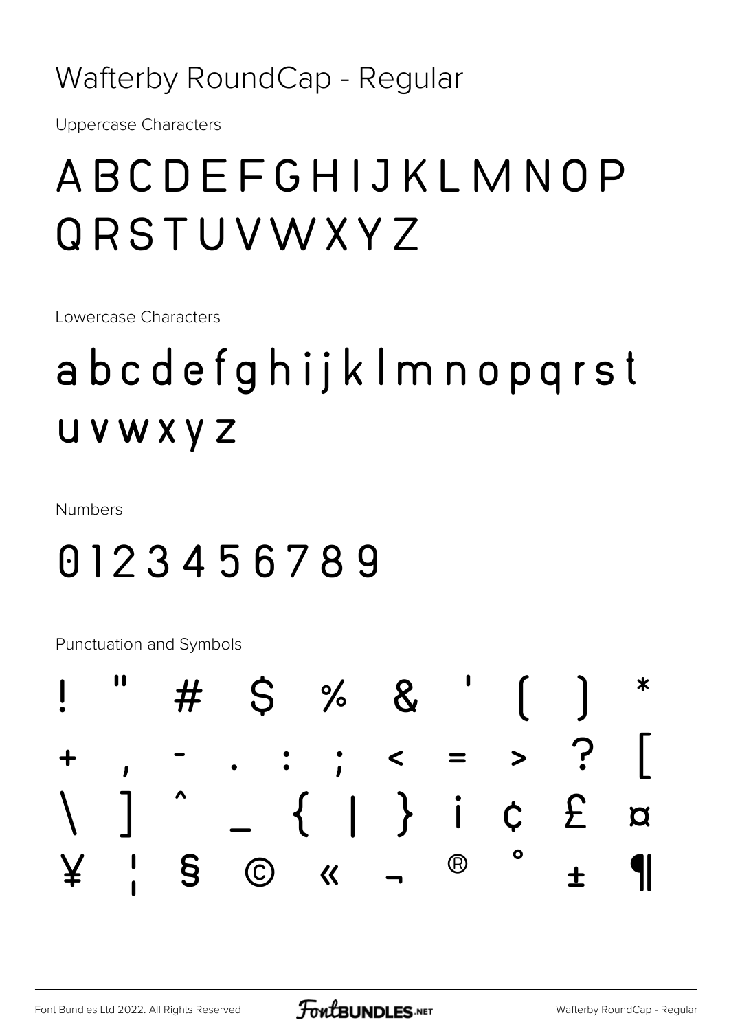# Wafterby RoundCap - Regular

Uppercase Characters

ABCDEFGHIJKLMNOP QRSTUVWXYZ

Lowercase Characters

abcdefghijklmnopqrst uvwxyz

Numbers

0123456789

Punctuation and Symbols

! " # $ % & ' ( ) *
+ , - . : ; < = > ? [
\ ] ^ _ { | } ¡ ¢ £ ¤
¥ ¦ § © « ¬ ® ° ± ¶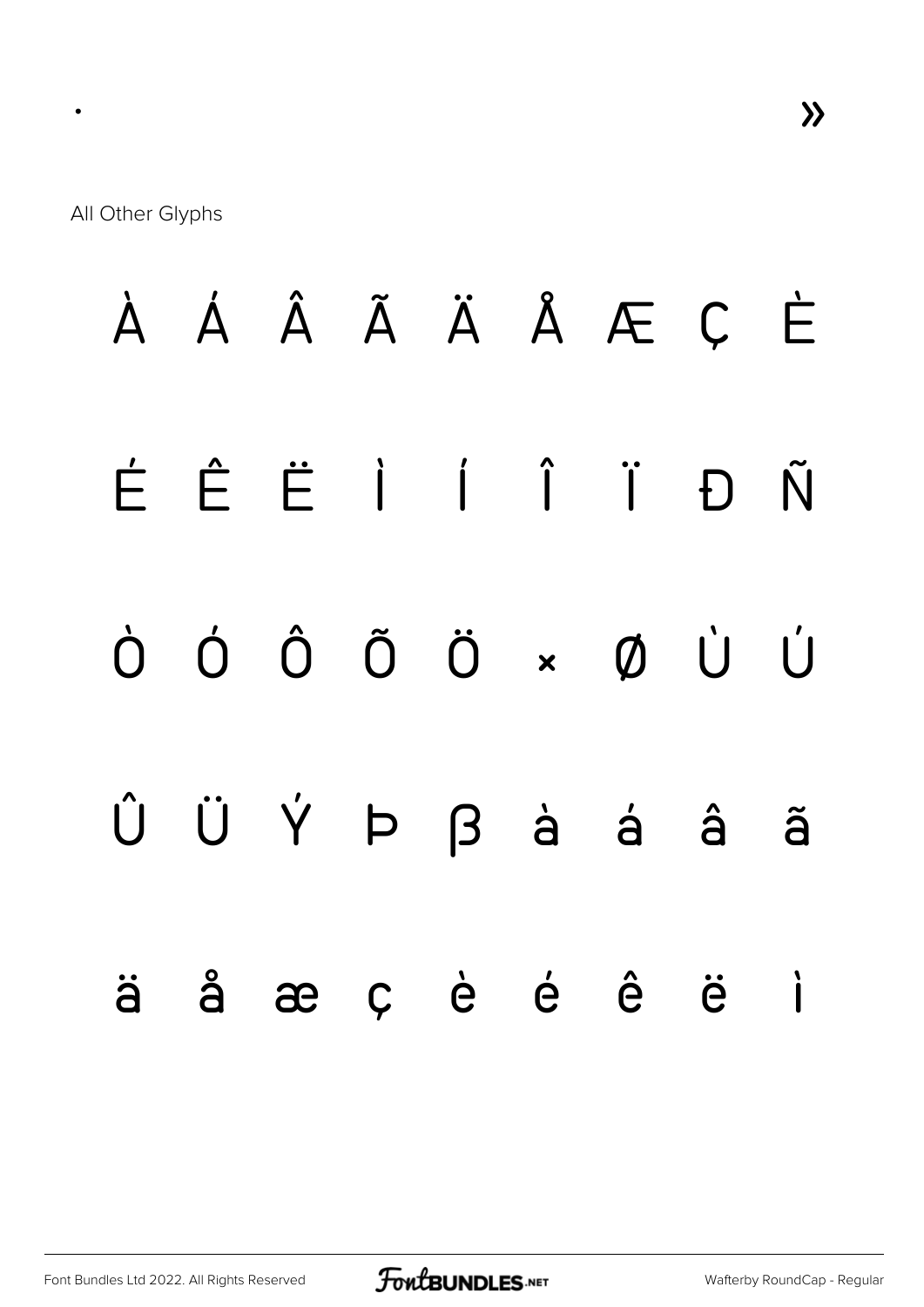·                                                                                                                                                                    »

All Other Glyphs

À Á Â Ã Ä Å Æ Ç È

É Ê Ë Ì Í Î Ï Ð Ñ

Ò Ó Ô Õ Ö × Ø Ù Ú

Û Ü Ý Þ β à á â ã

ä å æ ç è é ê ë ì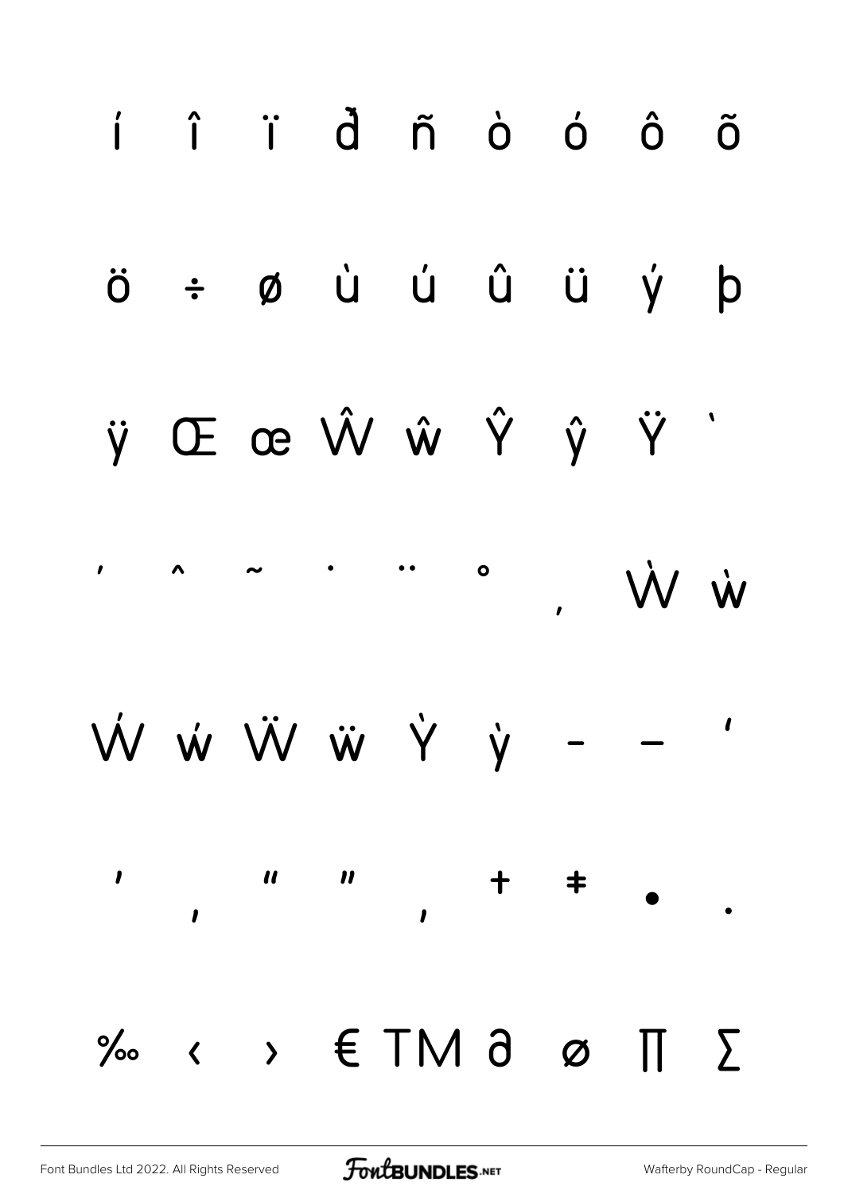í î ï ð ñ ò ó ô õ

ö ÷ ø ù ú û ü ý þ

ÿ Œ œ Ŵ ŵ Ŷ ŷ Ÿ ˋ

ˊ ˆ ˜ ˙ ¨ ˚ ˛ Ẁ ẁ

Ẃ ẃ Ẅ ẅ Ỳ ỳ – — ‘

’ ‚ “ ” „ † ‡ • .

‰ ‹ › € ™ ∂ ∅ ∏ ∑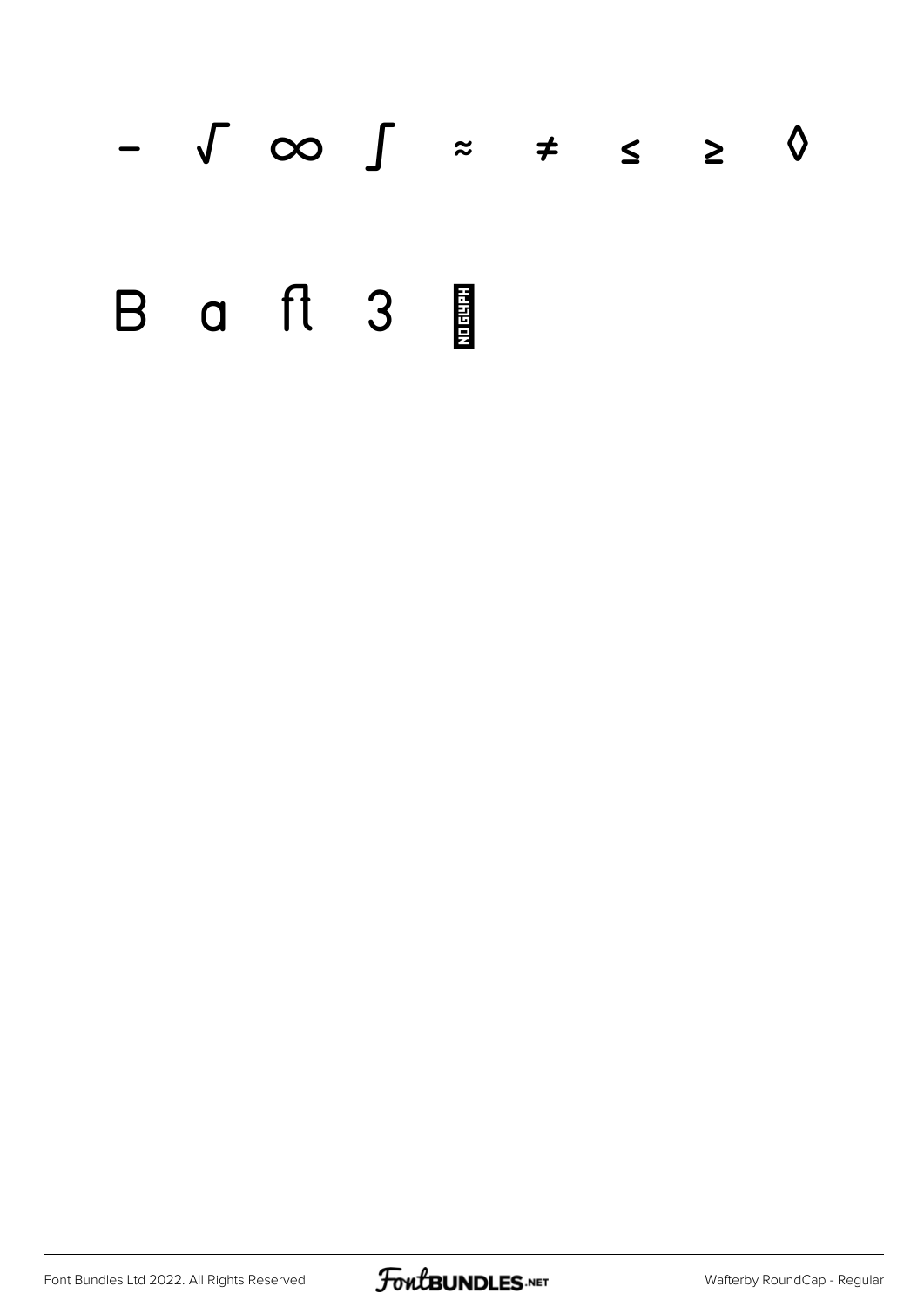− √ ∞ ∫ ≈ ≠ ≤ ≥ ◊

B a ﬂ 3 NO GLYPH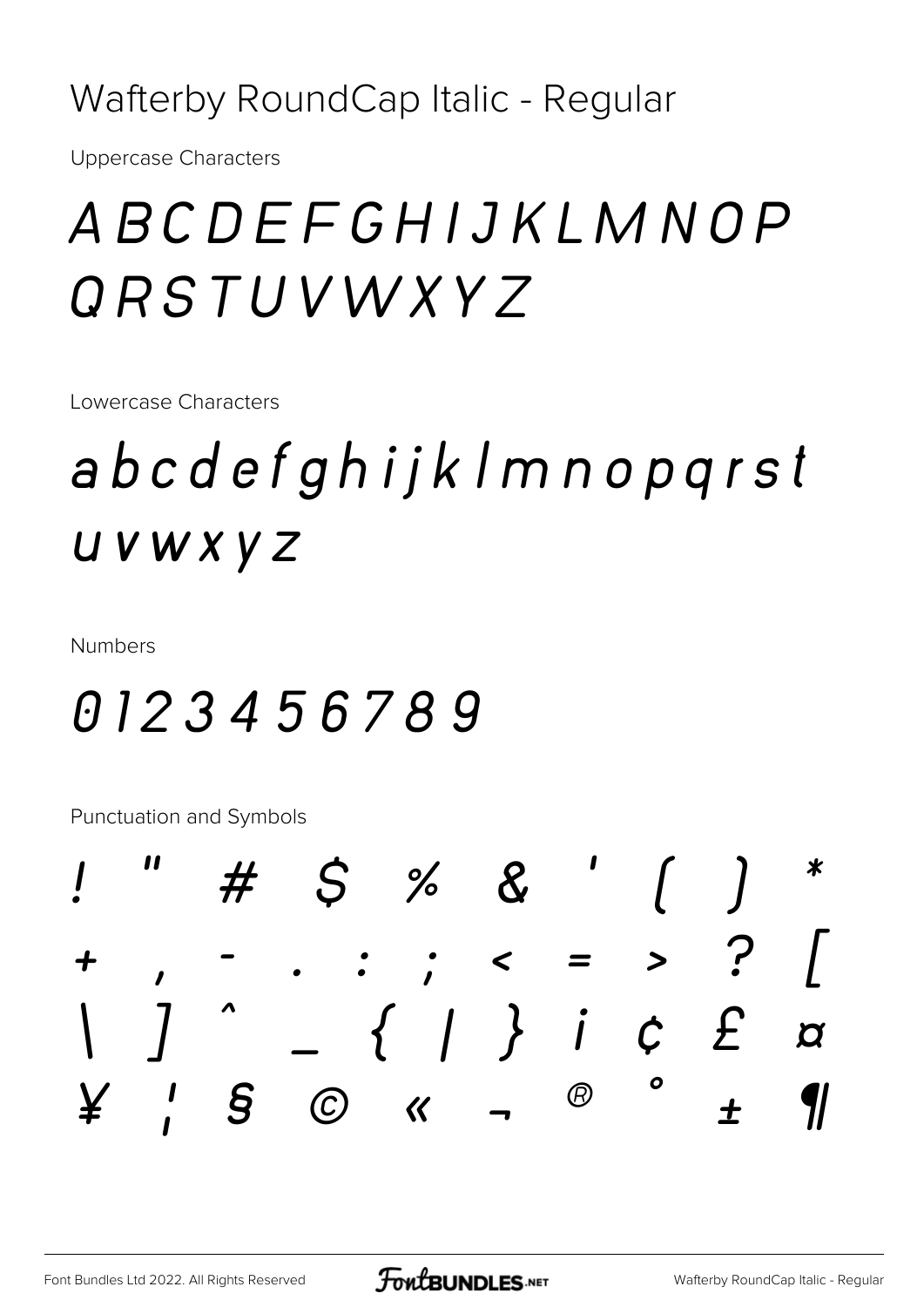Wafterby RoundCap Italic - Regular

Uppercase Characters

# A B C D E F G H I J K L M N O P Q R S T U V W X Y Z

Lowercase Characters

# a b c d e f g h i j k l m n o p q r s t u v w x y z

Numbers

# 0 1 2 3 4 5 6 7 8 9

Punctuation and Symbols

# ! " # $ % & ' ( ) * + , - . : ; < = > ? [ \ ] ^ _ { | } ¡ ¢ £ ¤ ¥ ¦ § © « ¬ ® ° ± ¶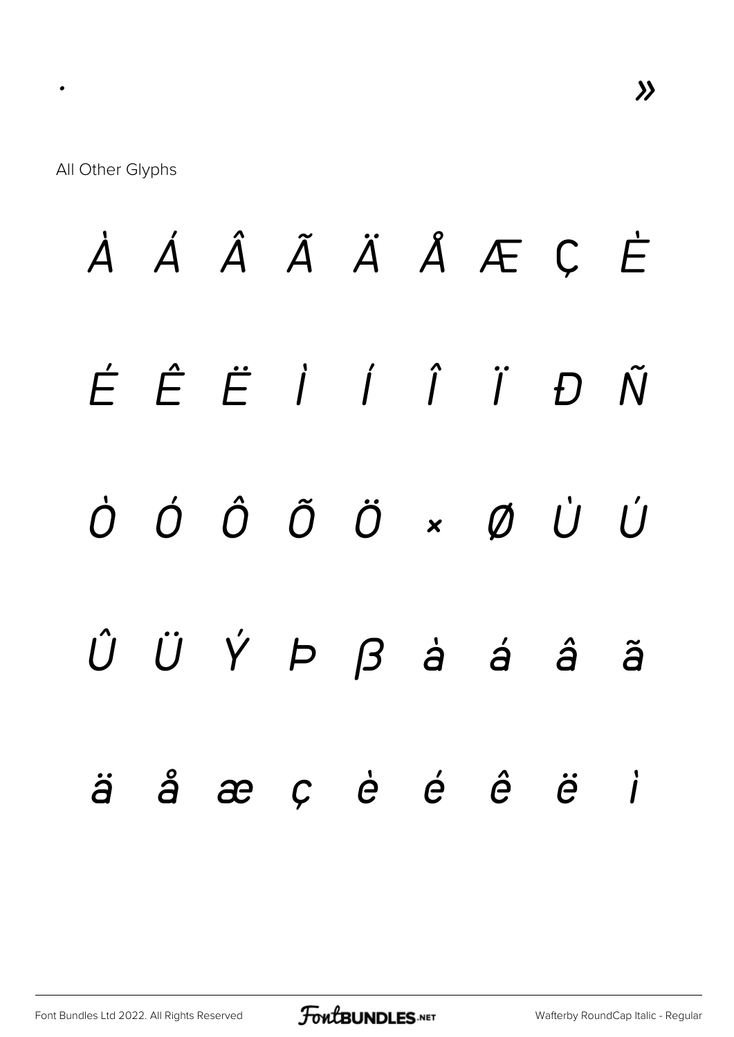· »

All Other Glyphs

À Á Â Ã Ä Å Æ Ç È

É Ê Ë Ì Í Î Ï Ð Ñ

Ò Ó Ô Õ Ö × Ø Ù Ú

Û Ü Ý Þ ß à á â ã

ä å æ ç è é ê ë ì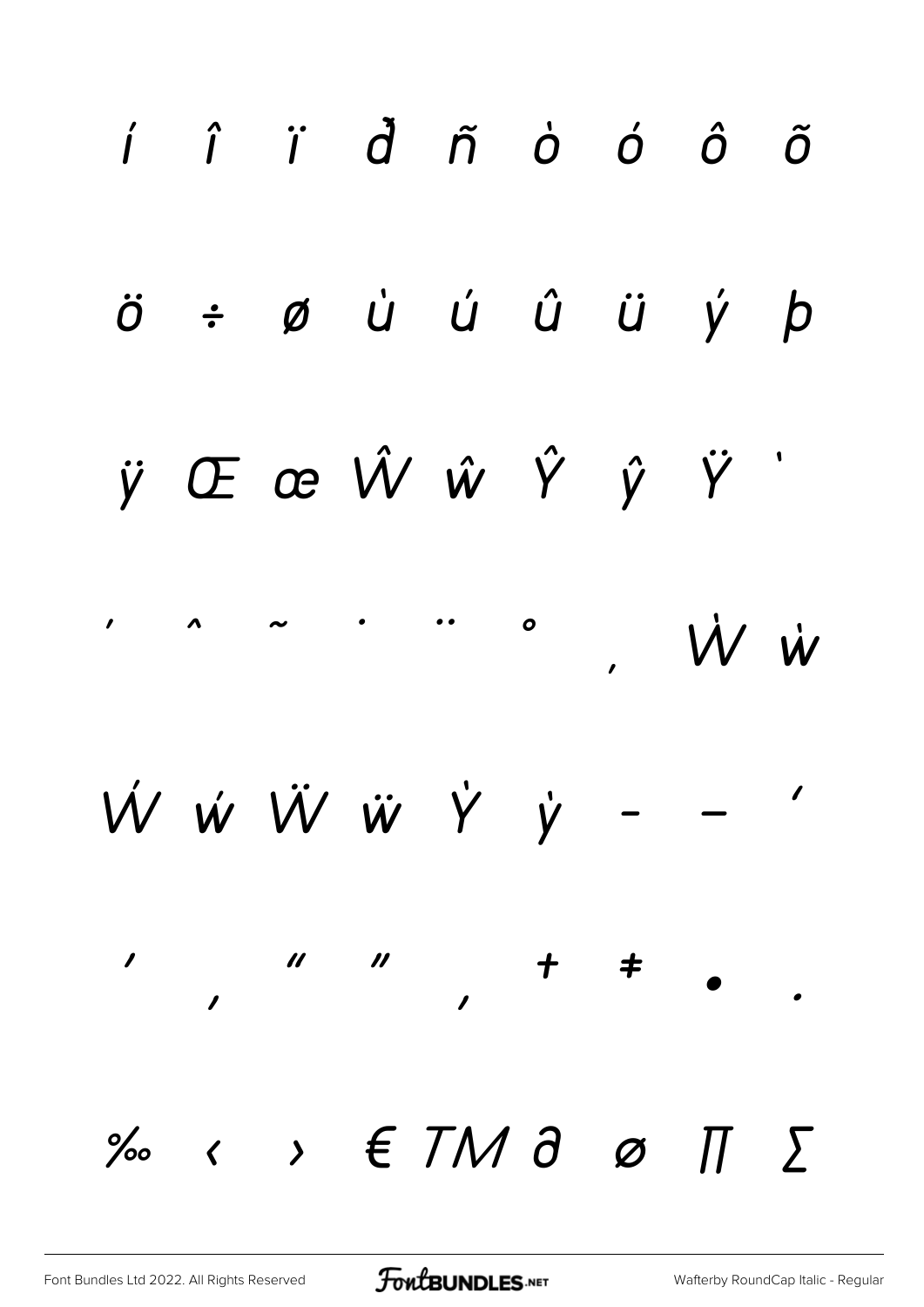í î ï ð ñ ò ó ô õ

ö ÷ ø ù ú û ü ý þ

ÿ Œ œ Ŵ ŵ Ŷ ŷ Ÿ ˈ

ˊ ˆ ˜ ˙ ¨ ˚ ˛ Ẇ ẇ

Ẃ ẃ Ẅ ẅ Ẏ ẏ – — ‘

’ ‚ “ ” „ † ‡ • .

‰ ‹ › € TM ∂ ø ∏ ∑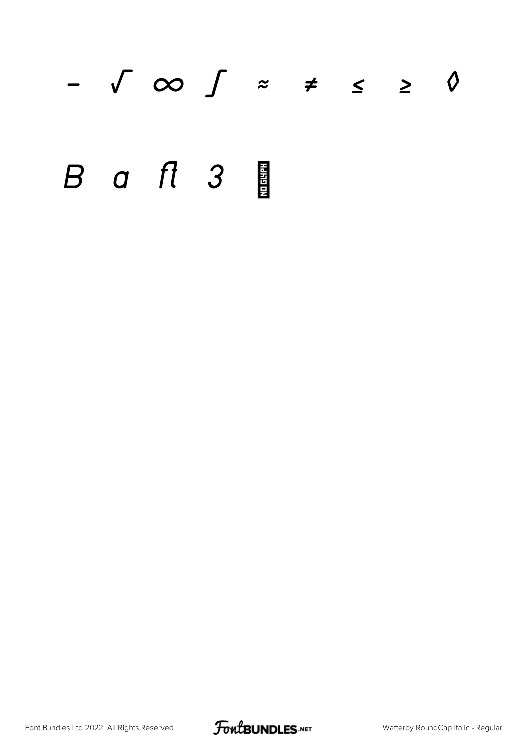− √ ∞ ∫ ≈ ≠ ≤ ≥ ◊

B a ﬂ 3 NO GLYPH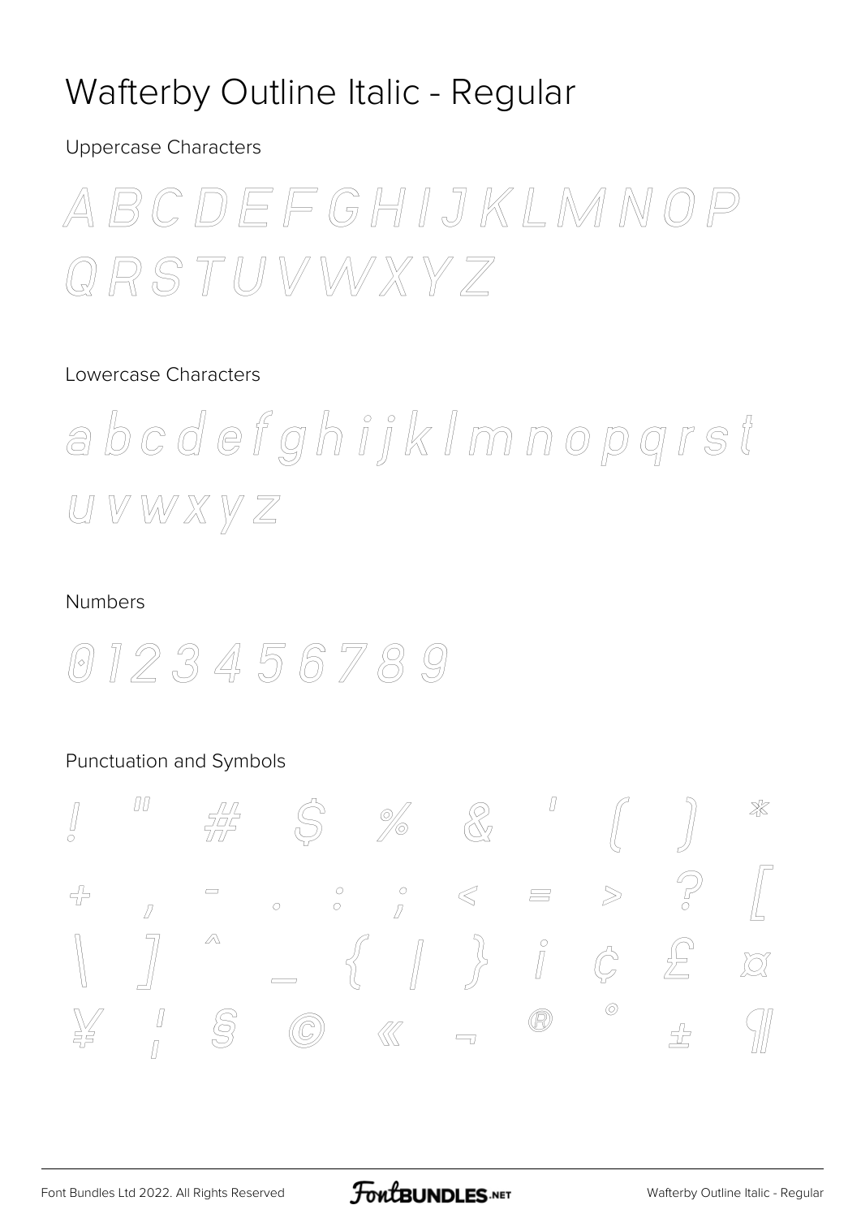# Wafterby Outline Italic - Regular

Uppercase Characters

A B C D E F G H I J K L M N O P Q R S T U V W X Y Z

Lowercase Characters

a b c d e f g h i j k l m n o p q r s t u v w x y z

Numbers

0 1 2 3 4 5 6 7 8 9

Punctuation and Symbols

! " # $ % & ' ( ) *

+ , - . : ; < = > ? [

\ ] ^ _ { | } ¡ ¢ £ ¤

¥ ¦ § © « ¬ ® ° ± ¶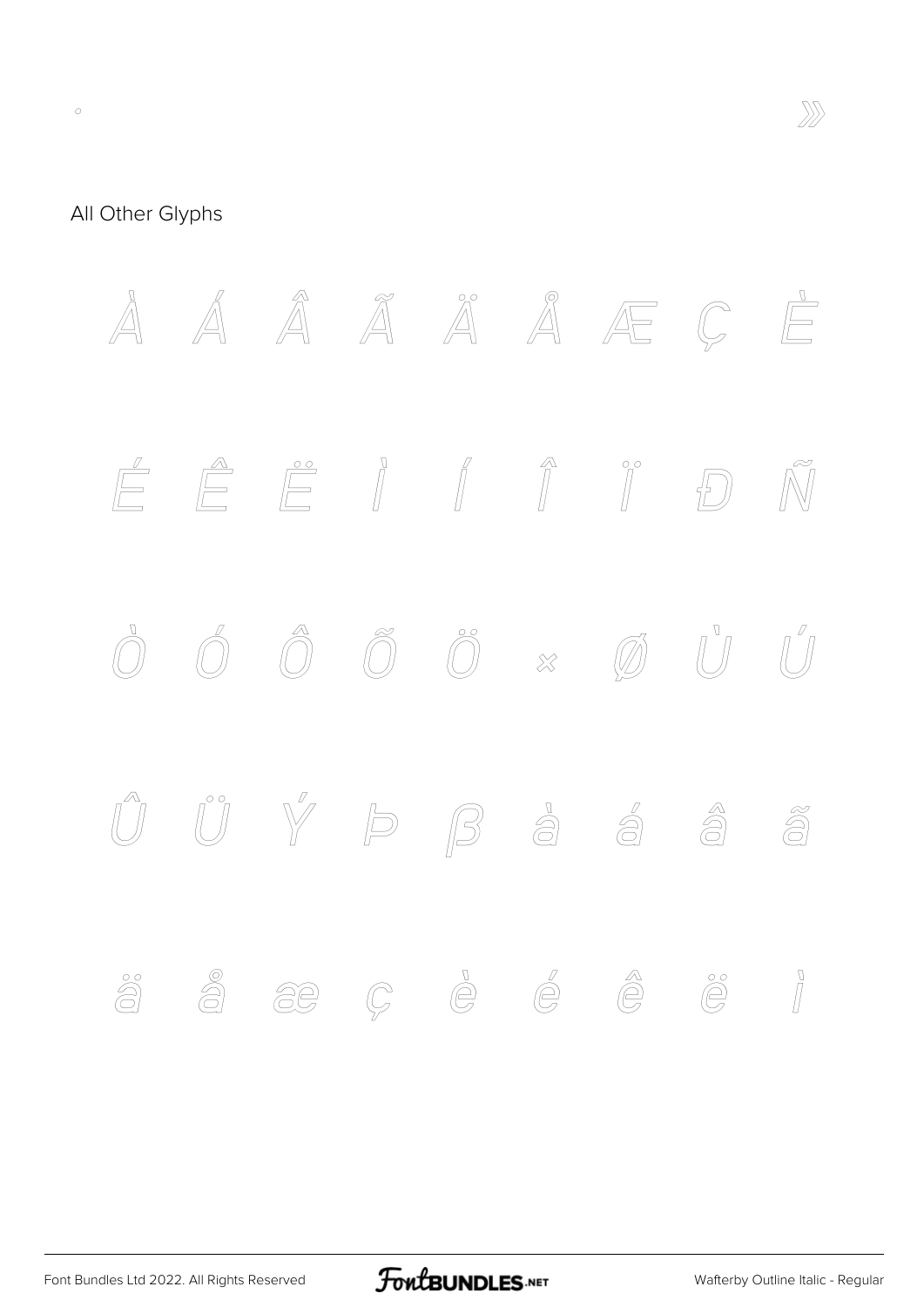° »

All Other Glyphs

À Á Â Ã Ä Å Æ Ç È

É Ê Ë Ì Í Î Ï Ð Ñ

Ò Ó Ô Õ Ö × Ø Ù Ú

Û Ü Ý Þ ß à á â ã

ä å æ ç è é ê ë ì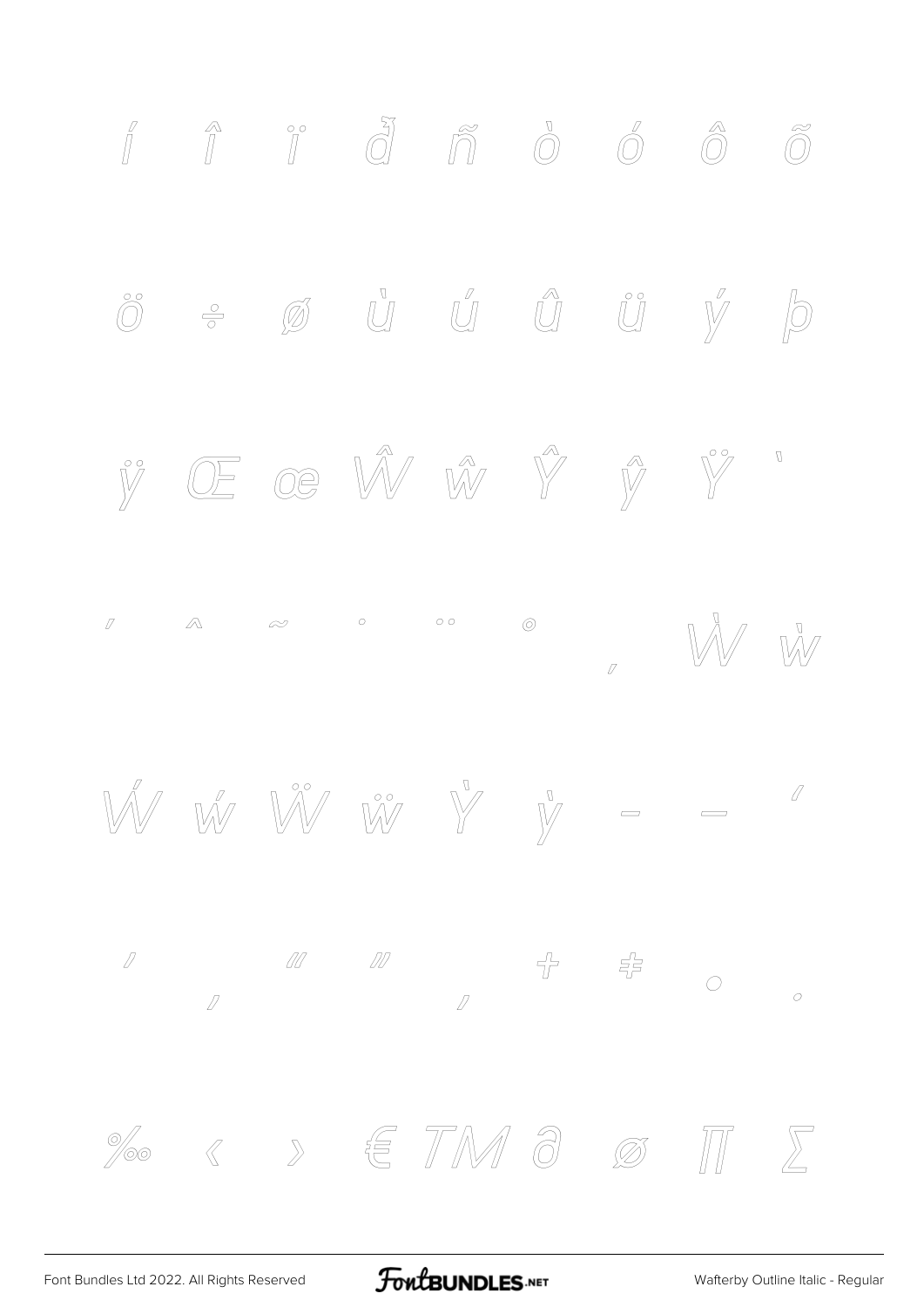í î ï ð ñ ò ó ô õ

ö ÷ ø ù ú û ü ý þ

ÿ Œ œ Ŵ ŵ Ŷ ŷ Ÿ ˋ

ˊ ˆ ˜ ˙ ¨ ˚ ˛ Ẁ ẁ

Ẃ ẃ Ẅ ẅ Ỳ ỳ – — ‘

’ ‚ “ ” „ † ‡ • ․

‰ ‹ › € ™ ∂ ∅ ∏ ∑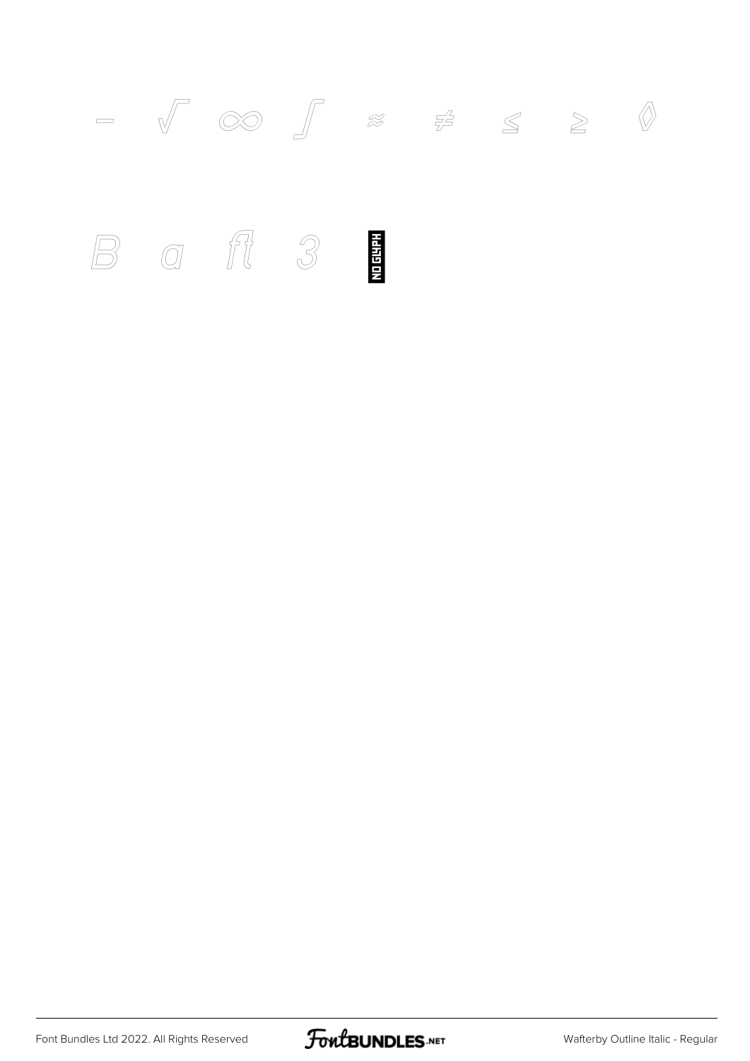– √ ∞ ∫ ≈ ≠ ≤ ≥ ◊

B a ﬂ 3 NO GLYPH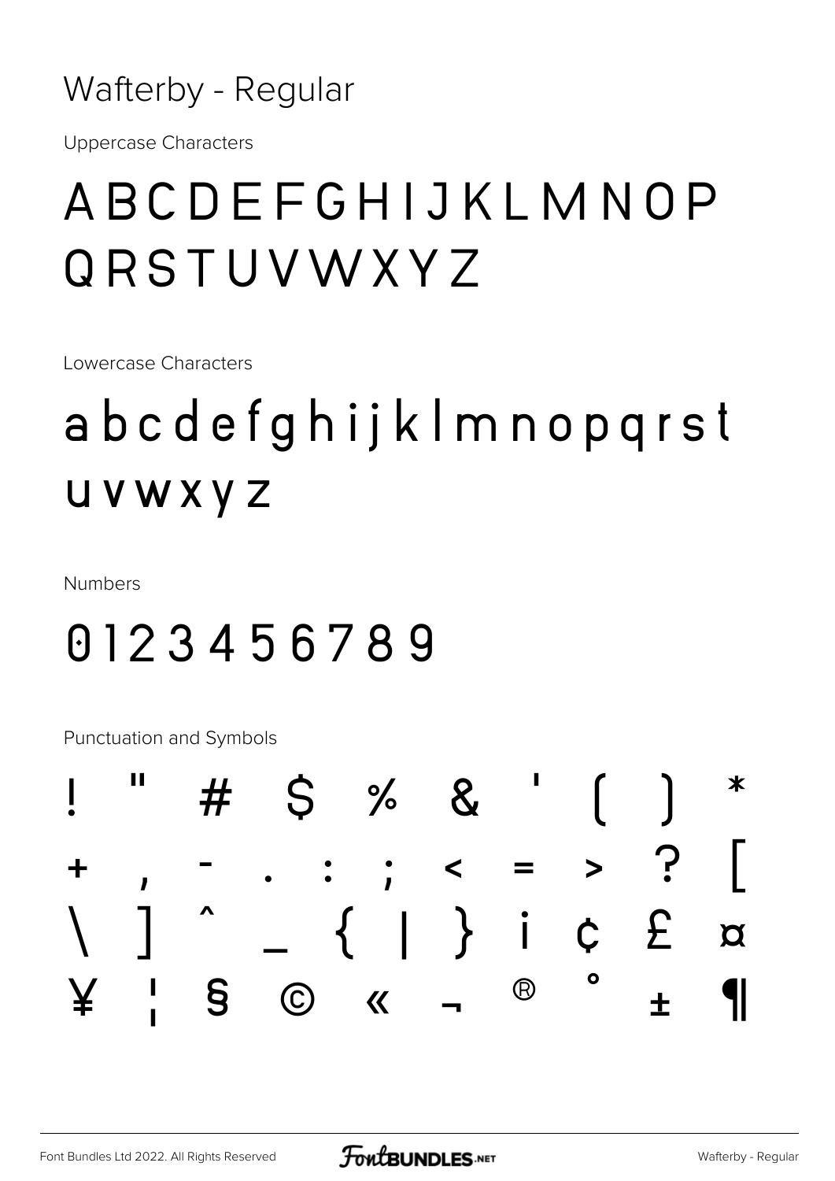# Wafterby - Regular

Uppercase Characters

ABCDEFGHIJKLMNOP
QRSTUVWXYZ

Lowercase Characters

abcdefghijklmnopqrst
uvwxyz

Numbers

0123456789

Punctuation and Symbols

! " # $ % & ' ( ) *
+ , - . : ; < = > ? [
\ ] ^ _ { | } ¡ ¢ £ ¤
¥ ¦ § © « ¬ ® ° ± ¶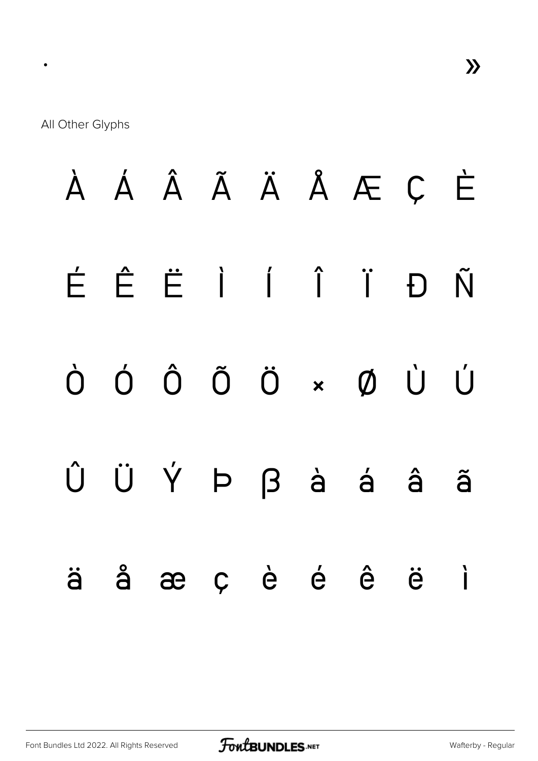·                                                                                                  »

All Other Glyphs

À Á Â Ã Ä Å Æ Ç È

É Ê Ë Ì Í Î Ï Ð Ñ

Ò Ó Ô Õ Ö × Ø Ù Ú

Û Ü Ý Þ ß à á â ã

ä å æ ç è é ê ë ì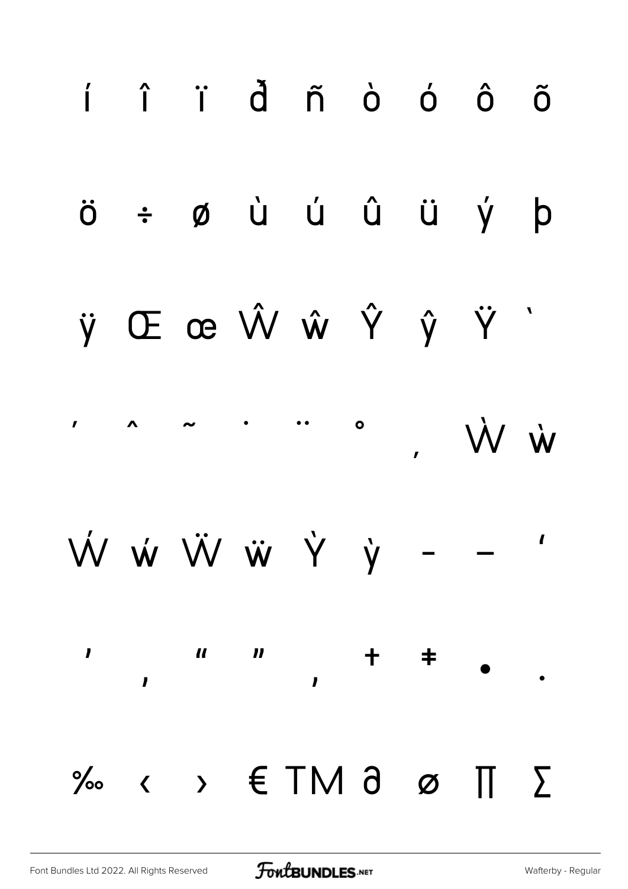í î ï ð ñ ò ó ô õ

ö ÷ ø ù ú û ü ý þ

ÿ Œ œ Ŵ ŵ Ŷ ŷ Ÿ ˋ

ˊ ˆ ˜ ˙ ¨ ˚ ˛ Ẁ ẁ

Ẃ ẃ Ẅ ẅ Ỳ ỳ – — ‘

’ ‚ “ ” „ † ‡ • ․

‰ ‹ › € ™ ∂ ∅ ∏ ∑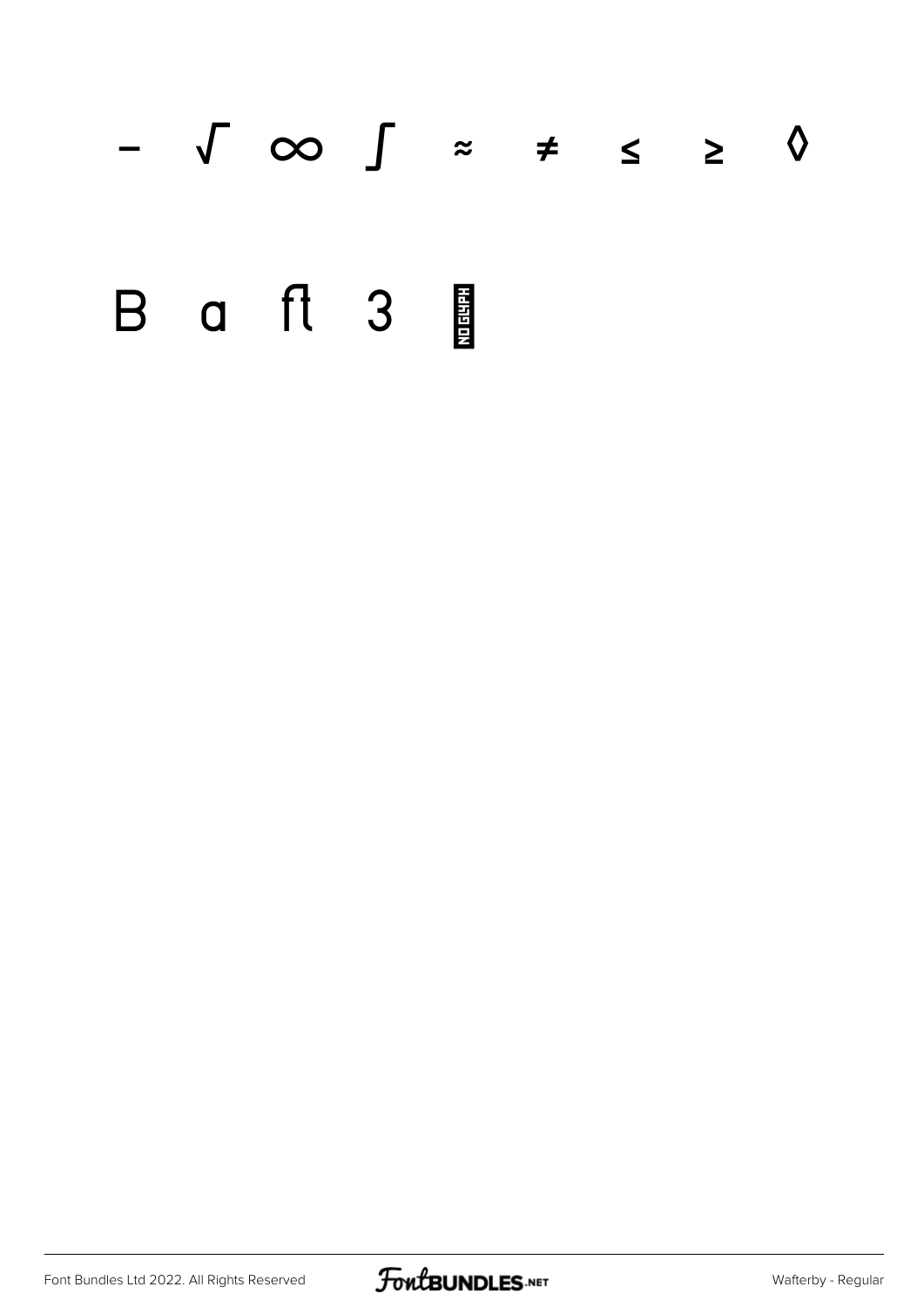− √ ∞ ∫ ≈ ≠ ≤ ≥ ◊

B ɑ ﬅ 3 NO GLYPH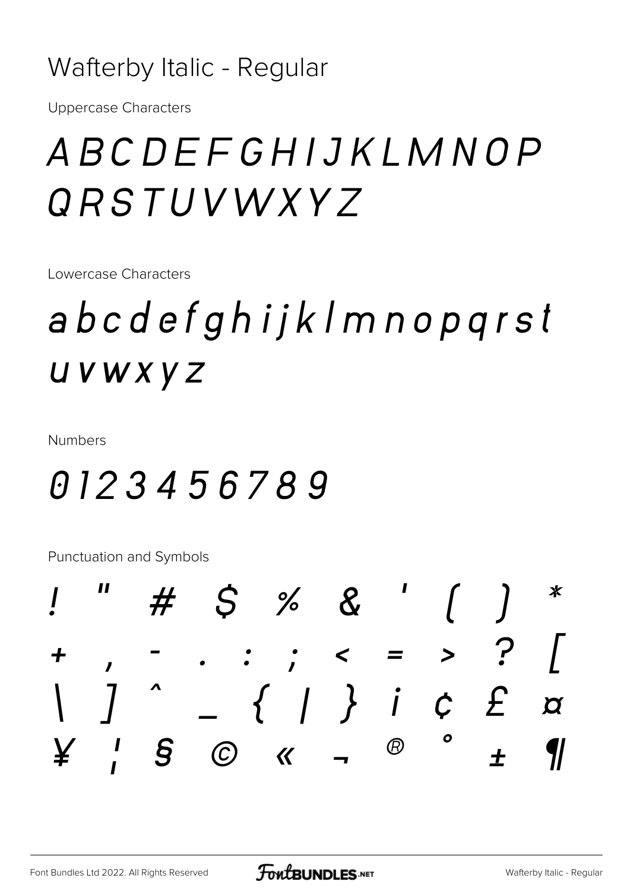Wafterby Italic - Regular

Uppercase Characters

# ABCDEFGHIJKLMNOP QRSTUVWXYZ

Lowercase Characters

# abcdefghijklmnopqrst uvwxyz

Numbers

# 0123456789

Punctuation and Symbols

# ! " # $ % & ' ( ) * + , - . : ; < = > ? [ \ ] ^ _ { | } ¡ ¢ £ ¤ ¥ ¦ § © « ¬ ® ° ± ¶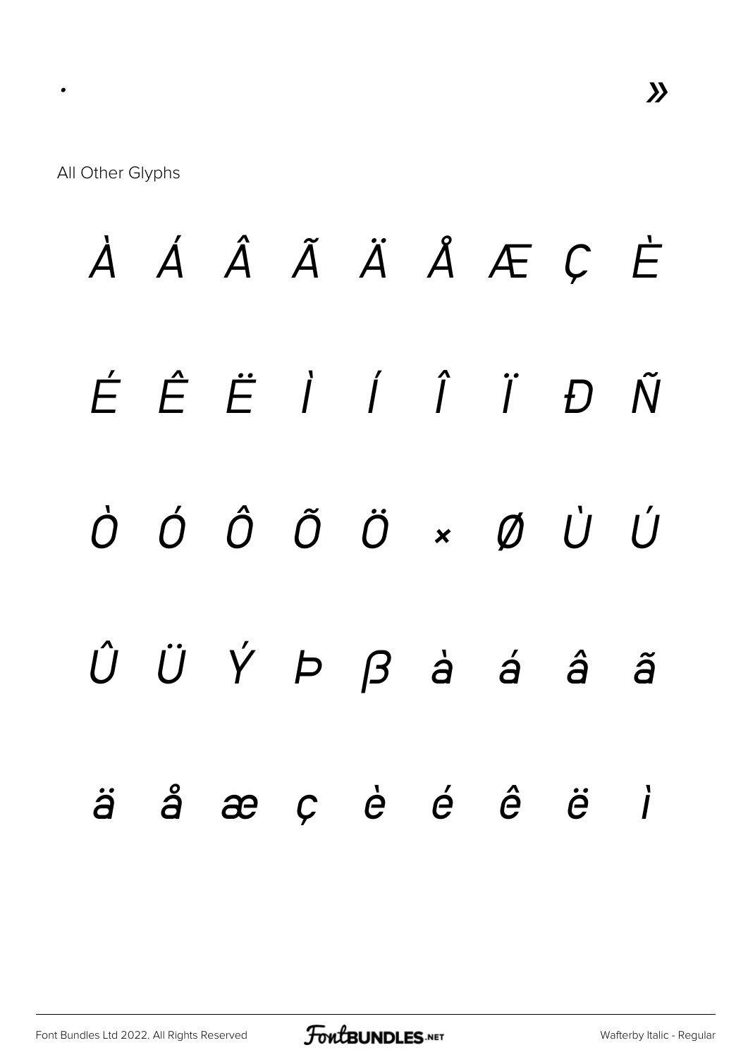·                                                                                     »

All Other Glyphs

À Á Â Ã Ä Å Æ Ç È

É Ê Ë Ì Í Î Ï Ð Ñ

Ò Ó Ô Õ Ö × Ø Ù Ú

Û Ü Ý Þ ß à á â ã

ä å æ ç è é ê ë ì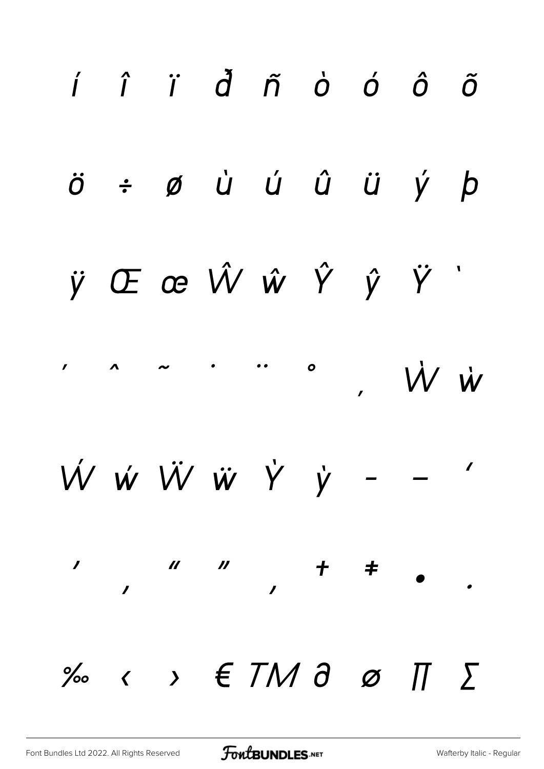í î ï ð ñ ò ó ô õ

ö ÷ ø ù ú û ü ý þ

ÿ Œ œ Ŵ ŵ Ŷ ŷ Ÿ ˋ

ˊ ˆ ˜ ˙ ¨ ˚ ˛ Ẁ ẁ

Ẃ ẃ Ẅ ẅ Ỳ ỳ – — ‘

’ ‚ “ ” „ † ‡ • .

‰ ‹ › € ™ ∂ ∅ ∏ ∑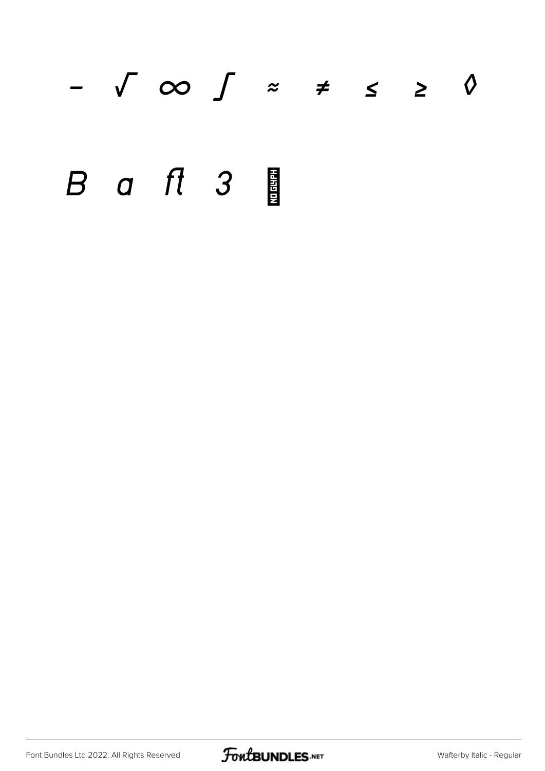− √ ∞ ∫ ≈ ≠ ≤ ≥ ◊

B a ﬅ 3 NO GLYPH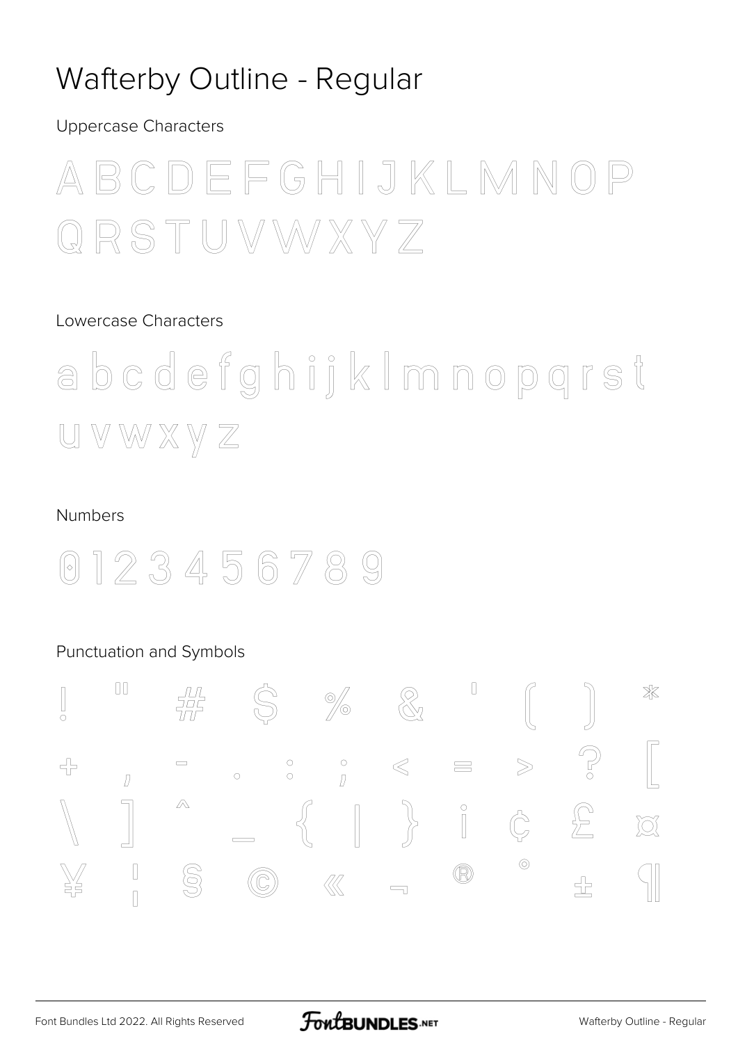# Wafterby Outline - Regular

Uppercase Characters

A B C D E F G H I J K L M N O P Q R S T U V W X Y Z

Lowercase Characters

a b c d e f g h i j k l m n o p q r s t u v w x y z

Numbers

0 1 2 3 4 5 6 7 8 9

Punctuation and Symbols

! " # $ % & ' ( ) *
+ , - . : ; < = > ? [
\ ] ^ _ { | } ¡ ¢ £ ¤
¥ ¦ § © « ¬ ® ° ± ¶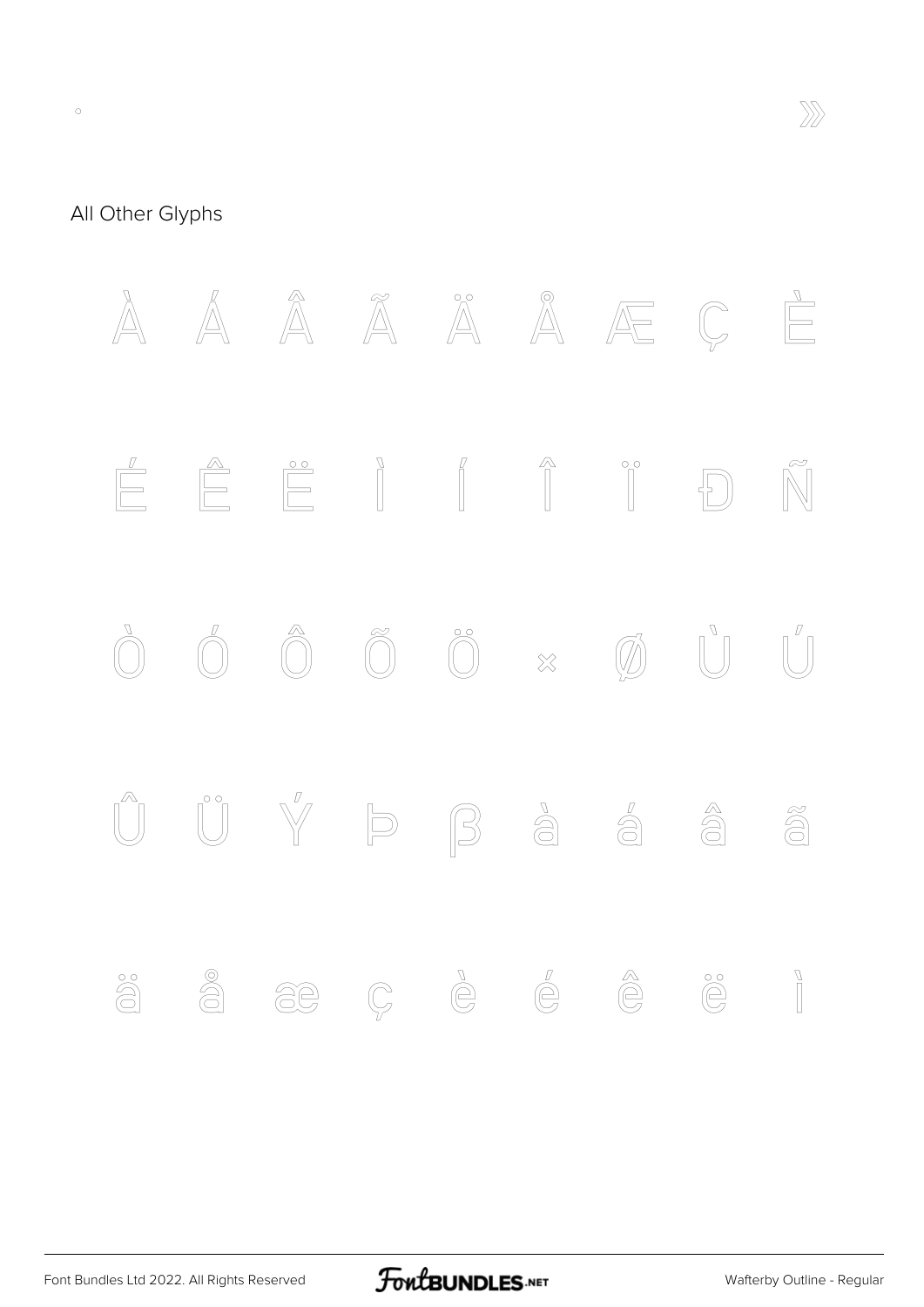° »

All Other Glyphs

À Á Â Ã Ä Å Æ Ç È

É Ê Ë Ì Í Î Ï Ð Ñ

Ò Ó Ô Õ Ö × Ø Ù Ú

Û Ü Ý Þ ß à á â ã

ä å æ ç è é ê ë ì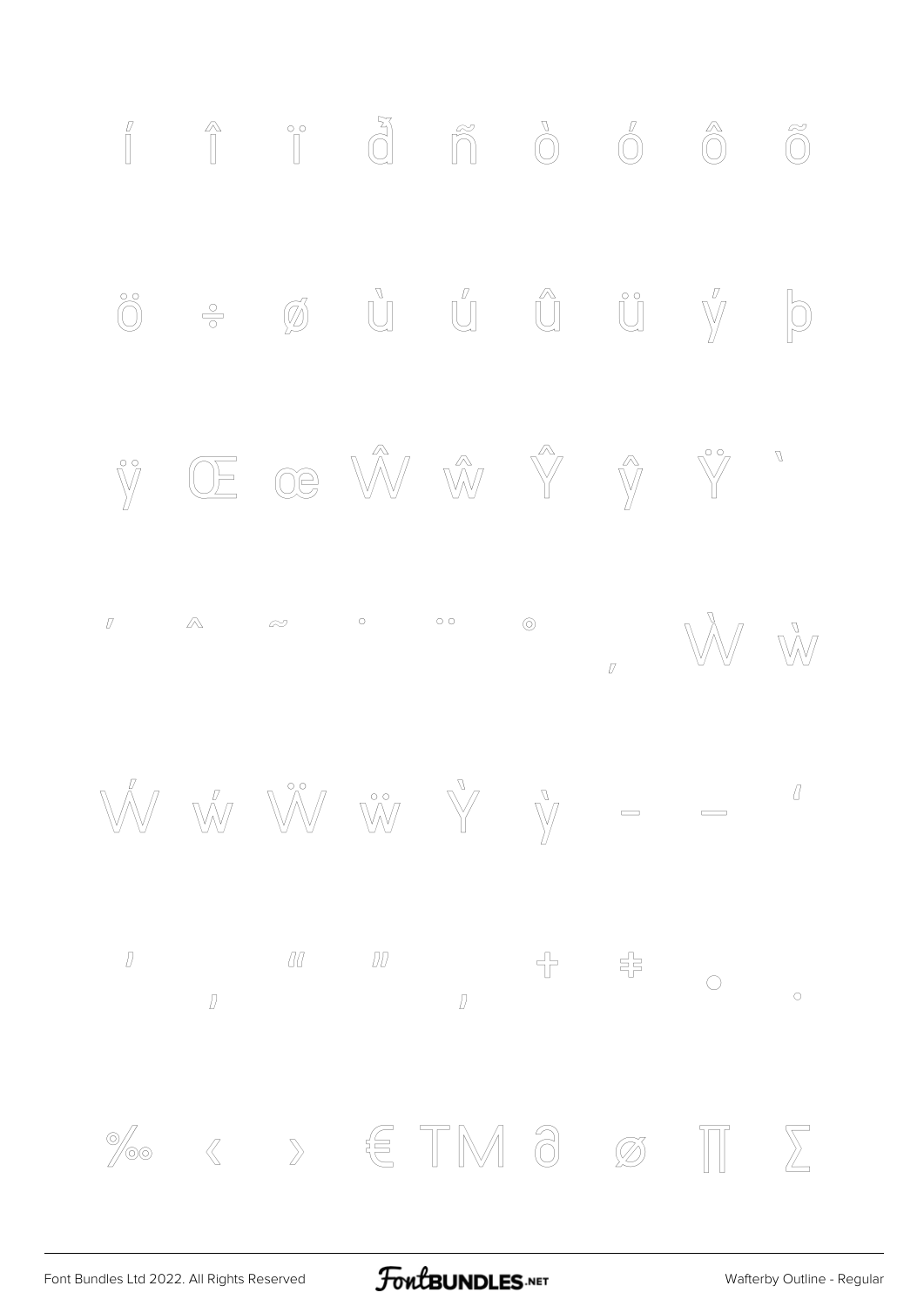í î ï ð ñ ò ó ô õ

ö ÷ ø ù ú û ü ý þ

ÿ Œ œ Ŵ ŵ Ŷ ŷ Ÿ ˋ

ˊ ˆ ˜ ˙ ¨ ˚ ˛ Ẁ ẁ

Ẃ ẃ Ẅ ẅ Ỳ ỳ – — ‘

’ ‚ “ ” „ † ‡ • ·

‰ ‹ › € ™ ∂ ∅ ∏ ∑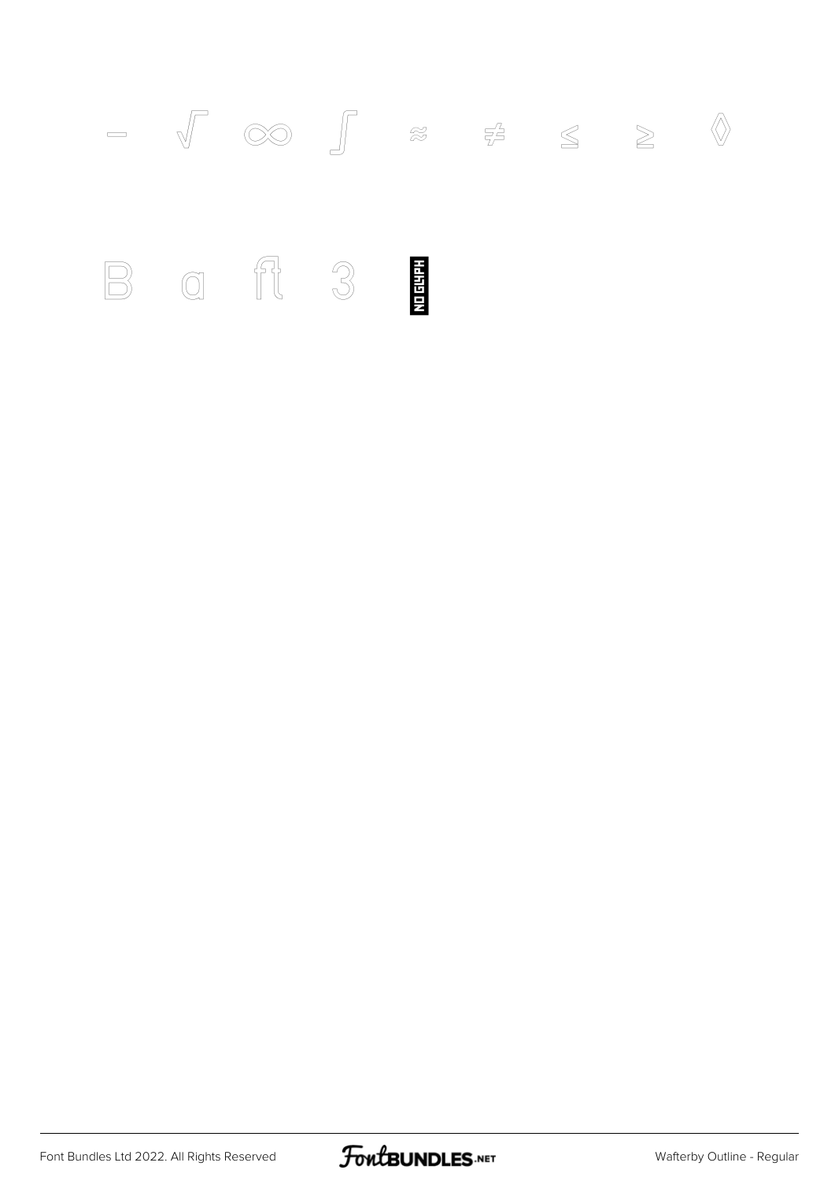− √ ∞ ∫ ≈ ≠ ≤ ≥ ◊

B a ﬂ 3 NO GLYPH